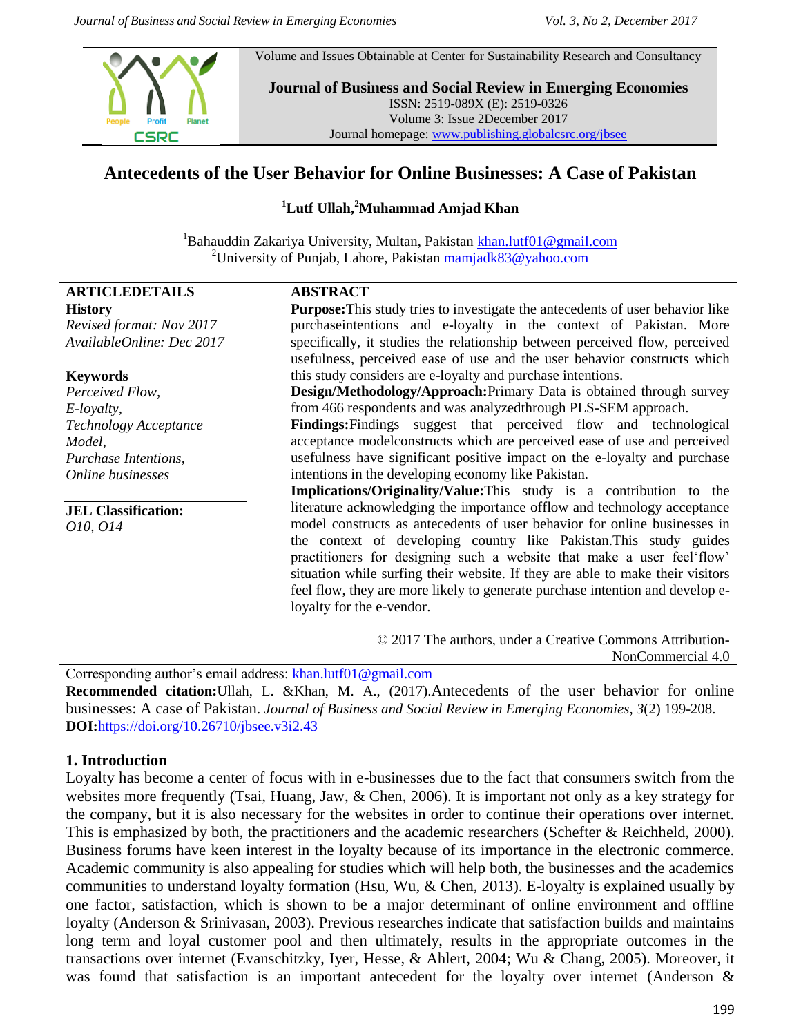Volume and Issues Obtainable at Center for Sustainability Research and Consultancy

**Journal of Business and Social Review in Emerging Economies**
ISSN: 2519-089X (E): 2519-0326
Volume 3: Issue 2December 2017
Journal homepage: www.publishing.globalcsrc.org/jbsee

# Antecedents of the User Behavior for Online Businesses: A Case of Pakistan

**[1]Lutf Ullah,[2]Muhammad Amjad Khan**

[1]Bahauddin Zakariya University, Multan, Pakistan khan.lutf01@gmail.com
[2]University of Punjab, Lahore, Pakistan mamjadk83@yahoo.com

**ARTICLEDETAILS**

**History**
*Revised format: Nov 2017*
*AvailableOnline: Dec 2017*

**Keywords**
*Perceived Flow,*
*E-loyalty,*
*Technology Acceptance Model,*
*Purchase Intentions,*
*Online businesses*

**JEL Classification:**
*O10, O14*

**ABSTRACT**

**Purpose:**This study tries to investigate the antecedents of user behavior like purchaseintentions and e-loyalty in the context of Pakistan. More specifically, it studies the relationship between perceived flow, perceived usefulness, perceived ease of use and the user behavior constructs which this study considers are e-loyalty and purchase intentions.

**Design/Methodology/Approach:**Primary Data is obtained through survey from 466 respondents and was analyzedthrough PLS-SEM approach.

**Findings:**Findings suggest that perceived flow and technological acceptance modelconstructs which are perceived ease of use and perceived usefulness have significant positive impact on the e-loyalty and purchase intentions in the developing economy like Pakistan.

**Implications/Originality/Value:**This study is a contribution to the literature acknowledging the importance offlow and technology acceptance model constructs as antecedents of user behavior for online businesses in the context of developing country like Pakistan.This study guides practitioners for designing such a website that make a user feel'flow' situation while surfing their website. If they are able to make their visitors feel flow, they are more likely to generate purchase intention and develop e-loyalty for the e-vendor.

© 2017 The authors, under a Creative Commons Attribution-NonCommercial 4.0

Corresponding author's email address: khan.lutf01@gmail.com

**Recommended citation:**Ullah, L. &Khan, M. A., (2017).Antecedents of the user behavior for online businesses: A case of Pakistan. *Journal of Business and Social Review in Emerging Economies, 3*(2) 199-208.

**DOI:**https://doi.org/10.26710/jbsee.v3i2.43

## 1. Introduction

Loyalty has become a center of focus with in e-businesses due to the fact that consumers switch from the websites more frequently (Tsai, Huang, Jaw, & Chen, 2006). It is important not only as a key strategy for the company, but it is also necessary for the websites in order to continue their operations over internet. This is emphasized by both, the practitioners and the academic researchers (Schefter & Reichheld, 2000). Business forums have keen interest in the loyalty because of its importance in the electronic commerce. Academic community is also appealing for studies which will help both, the businesses and the academics communities to understand loyalty formation (Hsu, Wu, & Chen, 2013). E-loyalty is explained usually by one factor, satisfaction, which is shown to be a major determinant of online environment and offline loyalty (Anderson & Srinivasan, 2003). Previous researches indicate that satisfaction builds and maintains long term and loyal customer pool and then ultimately, results in the appropriate outcomes in the transactions over internet (Evanschitzky, Iyer, Hesse, & Ahlert, 2004; Wu & Chang, 2005). Moreover, it was found that satisfaction is an important antecedent for the loyalty over internet (Anderson &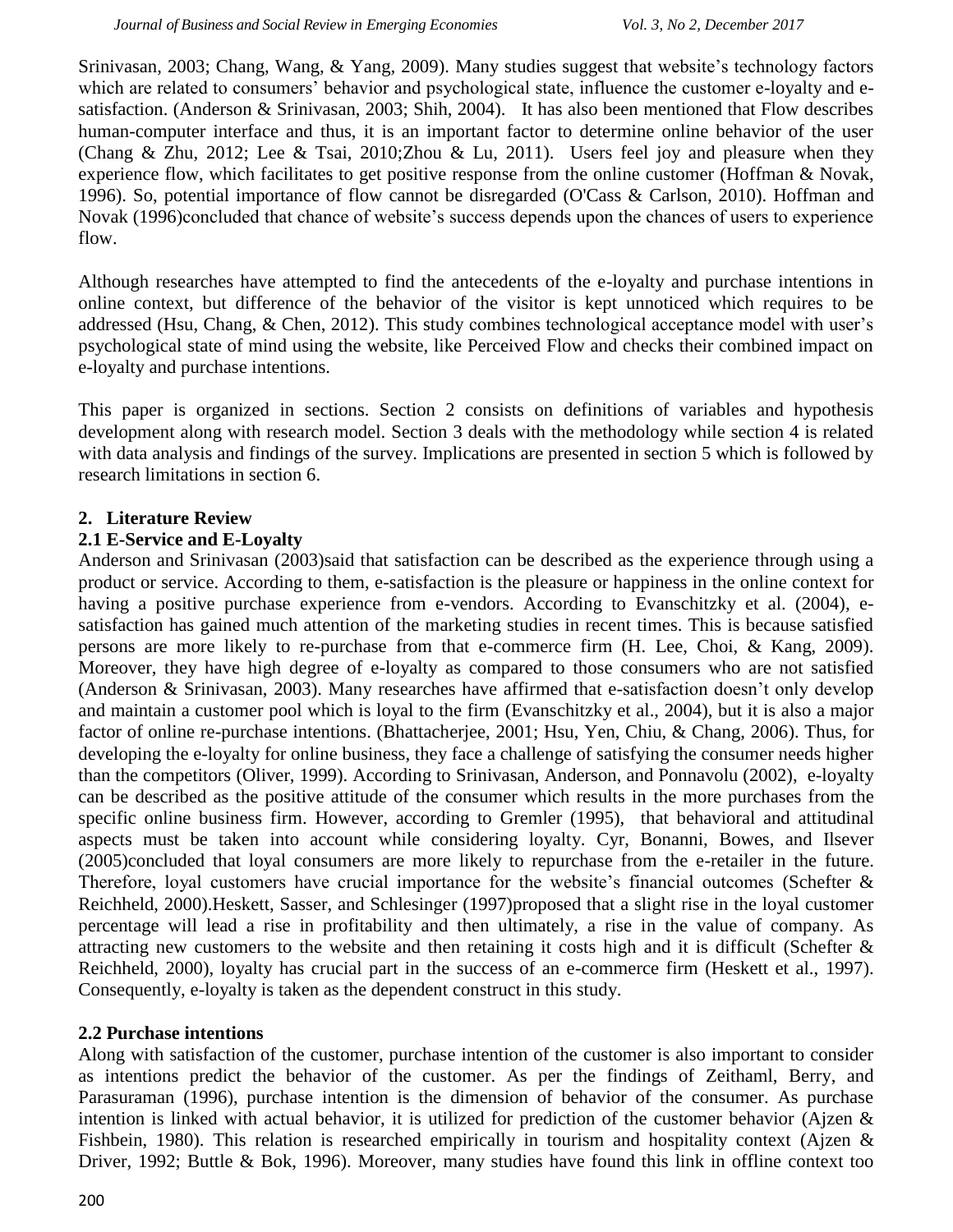Srinivasan, 2003; Chang, Wang, & Yang, 2009). Many studies suggest that website's technology factors which are related to consumers' behavior and psychological state, influence the customer e-loyalty and e-satisfaction. (Anderson & Srinivasan, 2003; Shih, 2004). It has also been mentioned that Flow describes human-computer interface and thus, it is an important factor to determine online behavior of the user (Chang & Zhu, 2012; Lee & Tsai, 2010;Zhou & Lu, 2011). Users feel joy and pleasure when they experience flow, which facilitates to get positive response from the online customer (Hoffman & Novak, 1996). So, potential importance of flow cannot be disregarded (O'Cass & Carlson, 2010). Hoffman and Novak (1996)concluded that chance of website's success depends upon the chances of users to experience flow.

Although researches have attempted to find the antecedents of the e-loyalty and purchase intentions in online context, but difference of the behavior of the visitor is kept unnoticed which requires to be addressed (Hsu, Chang, & Chen, 2012). This study combines technological acceptance model with user's psychological state of mind using the website, like Perceived Flow and checks their combined impact on e-loyalty and purchase intentions.

This paper is organized in sections. Section 2 consists on definitions of variables and hypothesis development along with research model. Section 3 deals with the methodology while section 4 is related with data analysis and findings of the survey. Implications are presented in section 5 which is followed by research limitations in section 6.

## 2. Literature Review

### 2.1 E-Service and E-Loyalty

Anderson and Srinivasan (2003)said that satisfaction can be described as the experience through using a product or service. According to them, e-satisfaction is the pleasure or happiness in the online context for having a positive purchase experience from e-vendors. According to Evanschitzky et al. (2004), e-satisfaction has gained much attention of the marketing studies in recent times. This is because satisfied persons are more likely to re-purchase from that e-commerce firm (H. Lee, Choi, & Kang, 2009). Moreover, they have high degree of e-loyalty as compared to those consumers who are not satisfied (Anderson & Srinivasan, 2003). Many researches have affirmed that e-satisfaction doesn't only develop and maintain a customer pool which is loyal to the firm (Evanschitzky et al., 2004), but it is also a major factor of online re-purchase intentions. (Bhattacherjee, 2001; Hsu, Yen, Chiu, & Chang, 2006). Thus, for developing the e-loyalty for online business, they face a challenge of satisfying the consumer needs higher than the competitors (Oliver, 1999). According to Srinivasan, Anderson, and Ponnavolu (2002), e-loyalty can be described as the positive attitude of the consumer which results in the more purchases from the specific online business firm. However, according to Gremler (1995), that behavioral and attitudinal aspects must be taken into account while considering loyalty. Cyr, Bonanni, Bowes, and Ilsever (2005)concluded that loyal consumers are more likely to repurchase from the e-retailer in the future. Therefore, loyal customers have crucial importance for the website's financial outcomes (Schefter & Reichheld, 2000).Heskett, Sasser, and Schlesinger (1997)proposed that a slight rise in the loyal customer percentage will lead a rise in profitability and then ultimately, a rise in the value of company. As attracting new customers to the website and then retaining it costs high and it is difficult (Schefter & Reichheld, 2000), loyalty has crucial part in the success of an e-commerce firm (Heskett et al., 1997). Consequently, e-loyalty is taken as the dependent construct in this study.

### 2.2 Purchase intentions

Along with satisfaction of the customer, purchase intention of the customer is also important to consider as intentions predict the behavior of the customer. As per the findings of Zeithaml, Berry, and Parasuraman (1996), purchase intention is the dimension of behavior of the consumer. As purchase intention is linked with actual behavior, it is utilized for prediction of the customer behavior (Ajzen & Fishbein, 1980). This relation is researched empirically in tourism and hospitality context (Ajzen & Driver, 1992; Buttle & Bok, 1996). Moreover, many studies have found this link in offline context too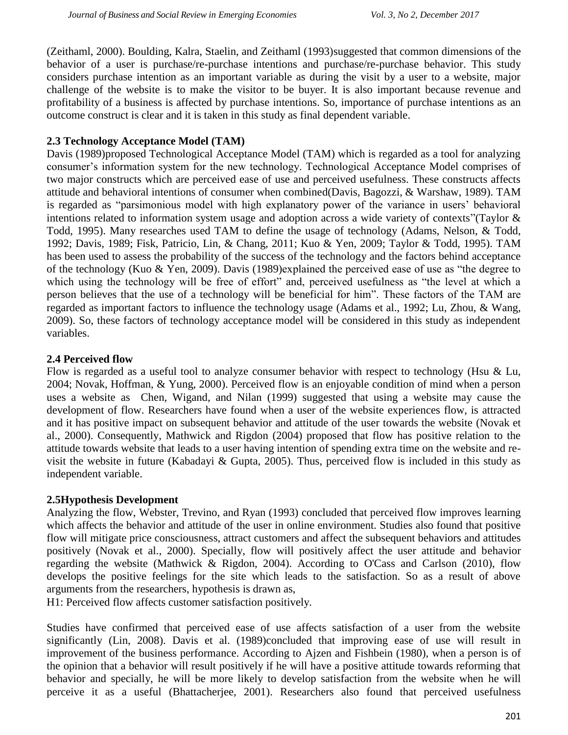(Zeithaml, 2000). Boulding, Kalra, Staelin, and Zeithaml (1993)suggested that common dimensions of the behavior of a user is purchase/re-purchase intentions and purchase/re-purchase behavior. This study considers purchase intention as an important variable as during the visit by a user to a website, major challenge of the website is to make the visitor to be buyer. It is also important because revenue and profitability of a business is affected by purchase intentions. So, importance of purchase intentions as an outcome construct is clear and it is taken in this study as final dependent variable.

### 2.3 Technology Acceptance Model (TAM)

Davis (1989)proposed Technological Acceptance Model (TAM) which is regarded as a tool for analyzing consumer's information system for the new technology. Technological Acceptance Model comprises of two major constructs which are perceived ease of use and perceived usefulness. These constructs affects attitude and behavioral intentions of consumer when combined(Davis, Bagozzi, & Warshaw, 1989). TAM is regarded as "parsimonious model with high explanatory power of the variance in users' behavioral intentions related to information system usage and adoption across a wide variety of contexts"(Taylor & Todd, 1995). Many researches used TAM to define the usage of technology (Adams, Nelson, & Todd, 1992; Davis, 1989; Fisk, Patricio, Lin, & Chang, 2011; Kuo & Yen, 2009; Taylor & Todd, 1995). TAM has been used to assess the probability of the success of the technology and the factors behind acceptance of the technology (Kuo & Yen, 2009). Davis (1989)explained the perceived ease of use as "the degree to which using the technology will be free of effort" and, perceived usefulness as "the level at which a person believes that the use of a technology will be beneficial for him". These factors of the TAM are regarded as important factors to influence the technology usage (Adams et al., 1992; Lu, Zhou, & Wang, 2009). So, these factors of technology acceptance model will be considered in this study as independent variables.

### 2.4 Perceived flow

Flow is regarded as a useful tool to analyze consumer behavior with respect to technology (Hsu & Lu, 2004; Novak, Hoffman, & Yung, 2000). Perceived flow is an enjoyable condition of mind when a person uses a website as Chen, Wigand, and Nilan (1999) suggested that using a website may cause the development of flow. Researchers have found when a user of the website experiences flow, is attracted and it has positive impact on subsequent behavior and attitude of the user towards the website (Novak et al., 2000). Consequently, Mathwick and Rigdon (2004) proposed that flow has positive relation to the attitude towards website that leads to a user having intention of spending extra time on the website and re-visit the website in future (Kabadayi & Gupta, 2005). Thus, perceived flow is included in this study as independent variable.

### 2.5Hypothesis Development

Analyzing the flow, Webster, Trevino, and Ryan (1993) concluded that perceived flow improves learning which affects the behavior and attitude of the user in online environment. Studies also found that positive flow will mitigate price consciousness, attract customers and affect the subsequent behaviors and attitudes positively (Novak et al., 2000). Specially, flow will positively affect the user attitude and behavior regarding the website (Mathwick & Rigdon, 2004). According to O'Cass and Carlson (2010), flow develops the positive feelings for the site which leads to the satisfaction. So as a result of above arguments from the researchers, hypothesis is drawn as,

H1: Perceived flow affects customer satisfaction positively.

Studies have confirmed that perceived ease of use affects satisfaction of a user from the website significantly (Lin, 2008). Davis et al. (1989)concluded that improving ease of use will result in improvement of the business performance. According to Ajzen and Fishbein (1980), when a person is of the opinion that a behavior will result positively if he will have a positive attitude towards reforming that behavior and specially, he will be more likely to develop satisfaction from the website when he will perceive it as a useful (Bhattacherjee, 2001). Researchers also found that perceived usefulness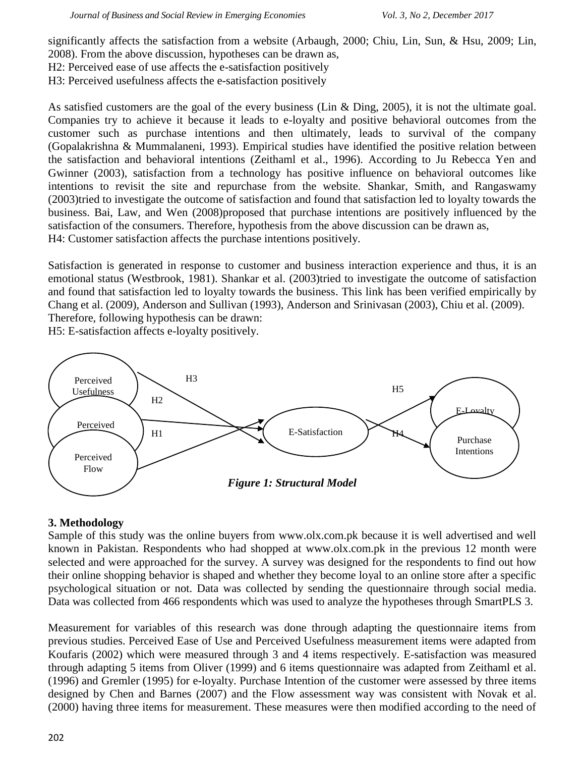significantly affects the satisfaction from a website (Arbaugh, 2000; Chiu, Lin, Sun, & Hsu, 2009; Lin, 2008). From the above discussion, hypotheses can be drawn as,

H2: Perceived ease of use affects the e-satisfaction positively

H3: Perceived usefulness affects the e-satisfaction positively

As satisfied customers are the goal of the every business (Lin & Ding, 2005), it is not the ultimate goal. Companies try to achieve it because it leads to e-loyalty and positive behavioral outcomes from the customer such as purchase intentions and then ultimately, leads to survival of the company (Gopalakrishna & Mummalaneni, 1993). Empirical studies have identified the positive relation between the satisfaction and behavioral intentions (Zeithaml et al., 1996). According to Ju Rebecca Yen and Gwinner (2003), satisfaction from a technology has positive influence on behavioral outcomes like intentions to revisit the site and repurchase from the website. Shankar, Smith, and Rangaswamy (2003)tried to investigate the outcome of satisfaction and found that satisfaction led to loyalty towards the business. Bai, Law, and Wen (2008)proposed that purchase intentions are positively influenced by the satisfaction of the consumers. Therefore, hypothesis from the above discussion can be drawn as,

H4: Customer satisfaction affects the purchase intentions positively.

Satisfaction is generated in response to customer and business interaction experience and thus, it is an emotional status (Westbrook, 1981). Shankar et al. (2003)tried to investigate the outcome of satisfaction and found that satisfaction led to loyalty towards the business. This link has been verified empirically by Chang et al. (2009), Anderson and Sullivan (1993), Anderson and Srinivasan (2003), Chiu et al. (2009). Therefore, following hypothesis can be drawn:

H5: E-satisfaction affects e-loyalty positively.

Perceived Usefulness — H3 → E-Satisfaction
Perceived — H2 → E-Satisfaction
Perceived Flow — H1 → E-Satisfaction
E-Satisfaction — H5 → E-Loyalty
E-Satisfaction — H4 → Purchase Intentions

***Figure 1: Structural Model***

## 3. Methodology

Sample of this study was the online buyers from www.olx.com.pk because it is well advertised and well known in Pakistan. Respondents who had shopped at www.olx.com.pk in the previous 12 month were selected and were approached for the survey. A survey was designed for the respondents to find out how their online shopping behavior is shaped and whether they become loyal to an online store after a specific psychological situation or not. Data was collected by sending the questionnaire through social media. Data was collected from 466 respondents which was used to analyze the hypotheses through SmartPLS 3.

Measurement for variables of this research was done through adapting the questionnaire items from previous studies. Perceived Ease of Use and Perceived Usefulness measurement items were adapted from Koufaris (2002) which were measured through 3 and 4 items respectively. E-satisfaction was measured through adapting 5 items from Oliver (1999) and 6 items questionnaire was adapted from Zeithaml et al. (1996) and Gremler (1995) for e-loyalty. Purchase Intention of the customer were assessed by three items designed by Chen and Barnes (2007) and the Flow assessment way was consistent with Novak et al. (2000) having three items for measurement. These measures were then modified according to the need of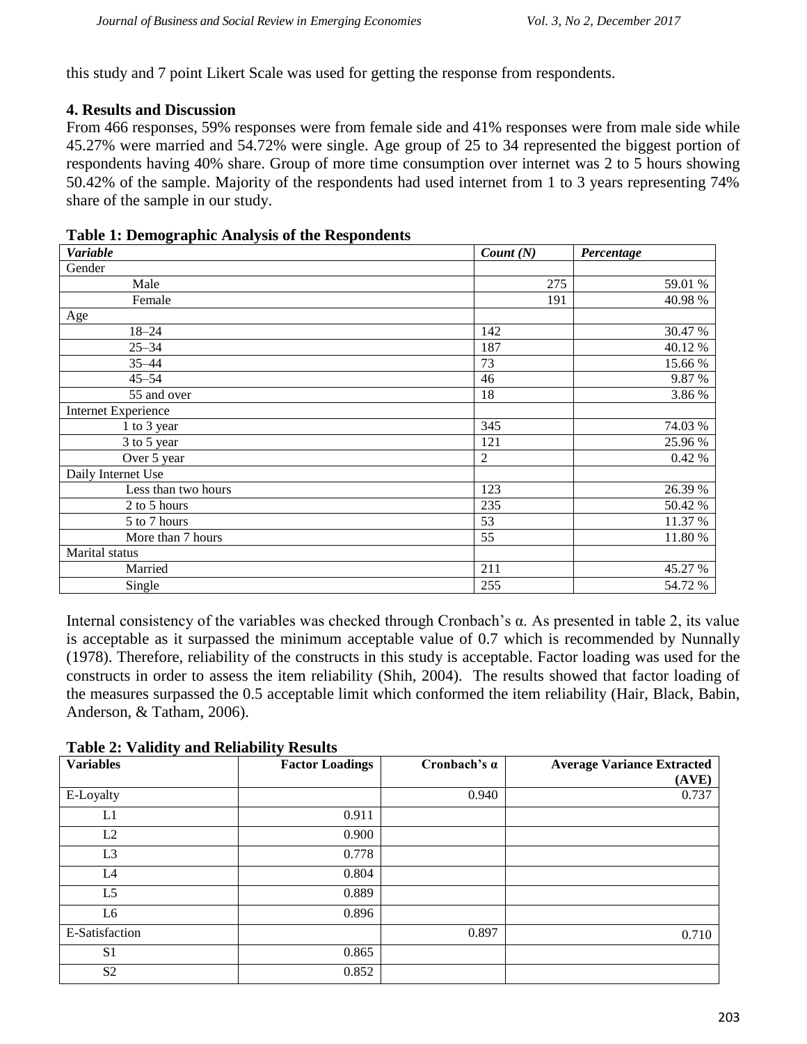this study and 7 point Likert Scale was used for getting the response from respondents.

## 4. Results and Discussion

From 466 responses, 59% responses were from female side and 41% responses were from male side while 45.27% were married and 54.72% were single. Age group of 25 to 34 represented the biggest portion of respondents having 40% share. Group of more time consumption over internet was 2 to 5 hours showing 50.42% of the sample. Majority of the respondents had used internet from 1 to 3 years representing 74% share of the sample in our study.

**Table 1: Demographic Analysis of the Respondents**

| *Variable* | *Count (N)* | *Percentage* |
|---|---|---|
| Gender | | |
| Male | 275 | 59.01 % |
| Female | 191 | 40.98 % |
| Age | | |
| 18–24 | 142 | 30.47 % |
| 25–34 | 187 | 40.12 % |
| 35–44 | 73 | 15.66 % |
| 45–54 | 46 | 9.87 % |
| 55 and over | 18 | 3.86 % |
| Internet Experience | | |
| 1 to 3 year | 345 | 74.03 % |
| 3 to 5 year | 121 | 25.96 % |
| Over 5 year | 2 | 0.42 % |
| Daily Internet Use | | |
| Less than two hours | 123 | 26.39 % |
| 2 to 5 hours | 235 | 50.42 % |
| 5 to 7 hours | 53 | 11.37 % |
| More than 7 hours | 55 | 11.80 % |
| Marital status | | |
| Married | 211 | 45.27 % |
| Single | 255 | 54.72 % |

Internal consistency of the variables was checked through Cronbach's α. As presented in table 2, its value is acceptable as it surpassed the minimum acceptable value of 0.7 which is recommended by Nunnally (1978). Therefore, reliability of the constructs in this study is acceptable. Factor loading was used for the constructs in order to assess the item reliability (Shih, 2004). The results showed that factor loading of the measures surpassed the 0.5 acceptable limit which conformed the item reliability (Hair, Black, Babin, Anderson, & Tatham, 2006).

**Table 2: Validity and Reliability Results**

| **Variables** | **Factor Loadings** | **Cronbach's α** | **Average Variance Extracted (AVE)** |
|---|---|---|---|
| E-Loyalty | | 0.940 | 0.737 |
| L1 | 0.911 | | |
| L2 | 0.900 | | |
| L3 | 0.778 | | |
| L4 | 0.804 | | |
| L5 | 0.889 | | |
| L6 | 0.896 | | |
| E-Satisfaction | | 0.897 | 0.710 |
| S1 | 0.865 | | |
| S2 | 0.852 | | |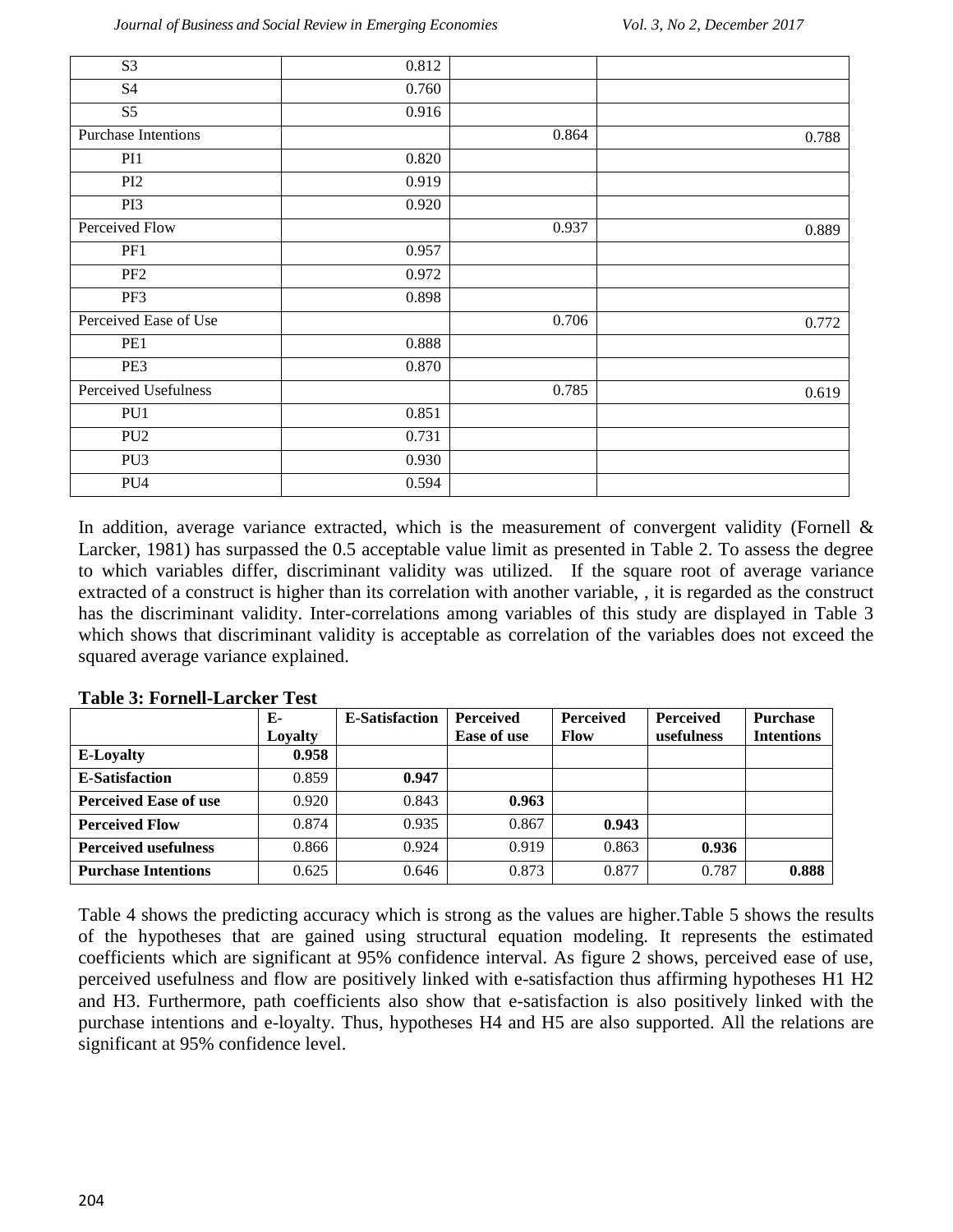| | | | |
|---|---|---|---|
| S3 | 0.812 | | |
| S4 | 0.760 | | |
| S5 | 0.916 | | |
| Purchase Intentions | | 0.864 | 0.788 |
| PI1 | 0.820 | | |
| PI2 | 0.919 | | |
| PI3 | 0.920 | | |
| Perceived Flow | | 0.937 | 0.889 |
| PF1 | 0.957 | | |
| PF2 | 0.972 | | |
| PF3 | 0.898 | | |
| Perceived Ease of Use | | 0.706 | 0.772 |
| PE1 | 0.888 | | |
| PE3 | 0.870 | | |
| Perceived Usefulness | | 0.785 | 0.619 |
| PU1 | 0.851 | | |
| PU2 | 0.731 | | |
| PU3 | 0.930 | | |
| PU4 | 0.594 | | |

In addition, average variance extracted, which is the measurement of convergent validity (Fornell & Larcker, 1981) has surpassed the 0.5 acceptable value limit as presented in Table 2. To assess the degree to which variables differ, discriminant validity was utilized. If the square root of average variance extracted of a construct is higher than its correlation with another variable, , it is regarded as the construct has the discriminant validity. Inter-correlations among variables of this study are displayed in Table 3 which shows that discriminant validity is acceptable as correlation of the variables does not exceed the squared average variance explained.

**Table 3: Fornell-Larcker Test**

| | E-Loyalty | E-Satisfaction | Perceived Ease of use | Perceived Flow | Perceived usefulness | Purchase Intentions |
|---|---|---|---|---|---|---|
| **E-Loyalty** | **0.958** | | | | | |
| **E-Satisfaction** | 0.859 | **0.947** | | | | |
| **Perceived Ease of use** | 0.920 | 0.843 | **0.963** | | | |
| **Perceived Flow** | 0.874 | 0.935 | 0.867 | **0.943** | | |
| **Perceived usefulness** | 0.866 | 0.924 | 0.919 | 0.863 | **0.936** | |
| **Purchase Intentions** | 0.625 | 0.646 | 0.873 | 0.877 | 0.787 | **0.888** |

Table 4 shows the predicting accuracy which is strong as the values are higher.Table 5 shows the results of the hypotheses that are gained using structural equation modeling. It represents the estimated coefficients which are significant at 95% confidence interval. As figure 2 shows, perceived ease of use, perceived usefulness and flow are positively linked with e-satisfaction thus affirming hypotheses H1 H2 and H3. Furthermore, path coefficients also show that e-satisfaction is also positively linked with the purchase intentions and e-loyalty. Thus, hypotheses H4 and H5 are also supported. All the relations are significant at 95% confidence level.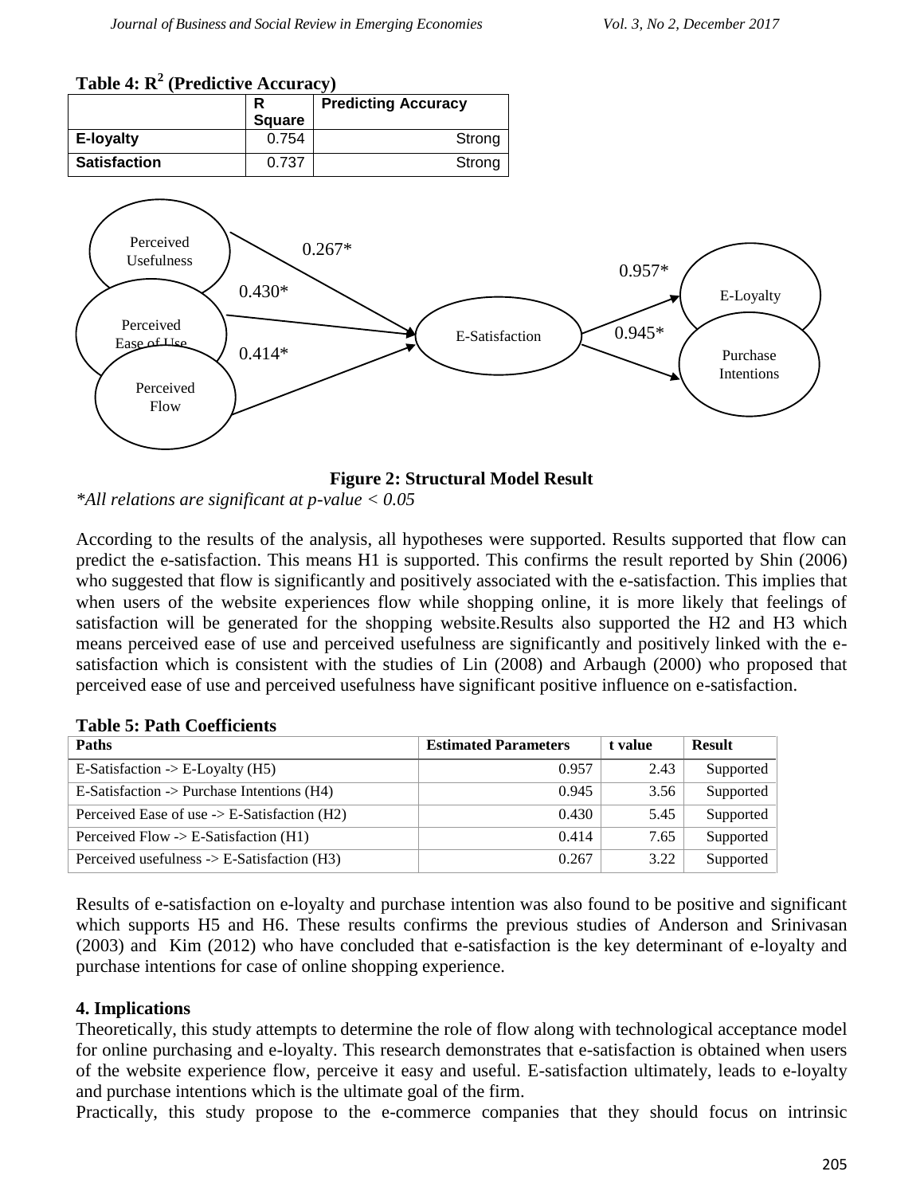**Table 4: $R^2$ (Predictive Accuracy)**

| | R Square | Predicting Accuracy |
|---|---|---|
| **E-loyalty** | 0.754 | Strong |
| **Satisfaction** | 0.737 | Strong |

**Figure 2: Structural Model Result**

*\*All relations are significant at p-value < 0.05*

According to the results of the analysis, all hypotheses were supported. Results supported that flow can predict the e-satisfaction. This means H1 is supported. This confirms the result reported by Shin (2006) who suggested that flow is significantly and positively associated with the e-satisfaction. This implies that when users of the website experiences flow while shopping online, it is more likely that feelings of satisfaction will be generated for the shopping website.Results also supported the H2 and H3 which means perceived ease of use and perceived usefulness are significantly and positively linked with the e-satisfaction which is consistent with the studies of Lin (2008) and Arbaugh (2000) who proposed that perceived ease of use and perceived usefulness have significant positive influence on e-satisfaction.

**Table 5: Path Coefficients**

| Paths | Estimated Parameters | t value | Result |
|---|---|---|---|
| E-Satisfaction -> E-Loyalty (H5) | 0.957 | 2.43 | Supported |
| E-Satisfaction -> Purchase Intentions (H4) | 0.945 | 3.56 | Supported |
| Perceived Ease of use -> E-Satisfaction (H2) | 0.430 | 5.45 | Supported |
| Perceived Flow -> E-Satisfaction (H1) | 0.414 | 7.65 | Supported |
| Perceived usefulness -> E-Satisfaction (H3) | 0.267 | 3.22 | Supported |

Results of e-satisfaction on e-loyalty and purchase intention was also found to be positive and significant which supports H5 and H6. These results confirms the previous studies of Anderson and Srinivasan (2003) and Kim (2012) who have concluded that e-satisfaction is the key determinant of e-loyalty and purchase intentions for case of online shopping experience.

## 4. Implications

Theoretically, this study attempts to determine the role of flow along with technological acceptance model for online purchasing and e-loyalty. This research demonstrates that e-satisfaction is obtained when users of the website experience flow, perceive it easy and useful. E-satisfaction ultimately, leads to e-loyalty and purchase intentions which is the ultimate goal of the firm.

Practically, this study propose to the e-commerce companies that they should focus on intrinsic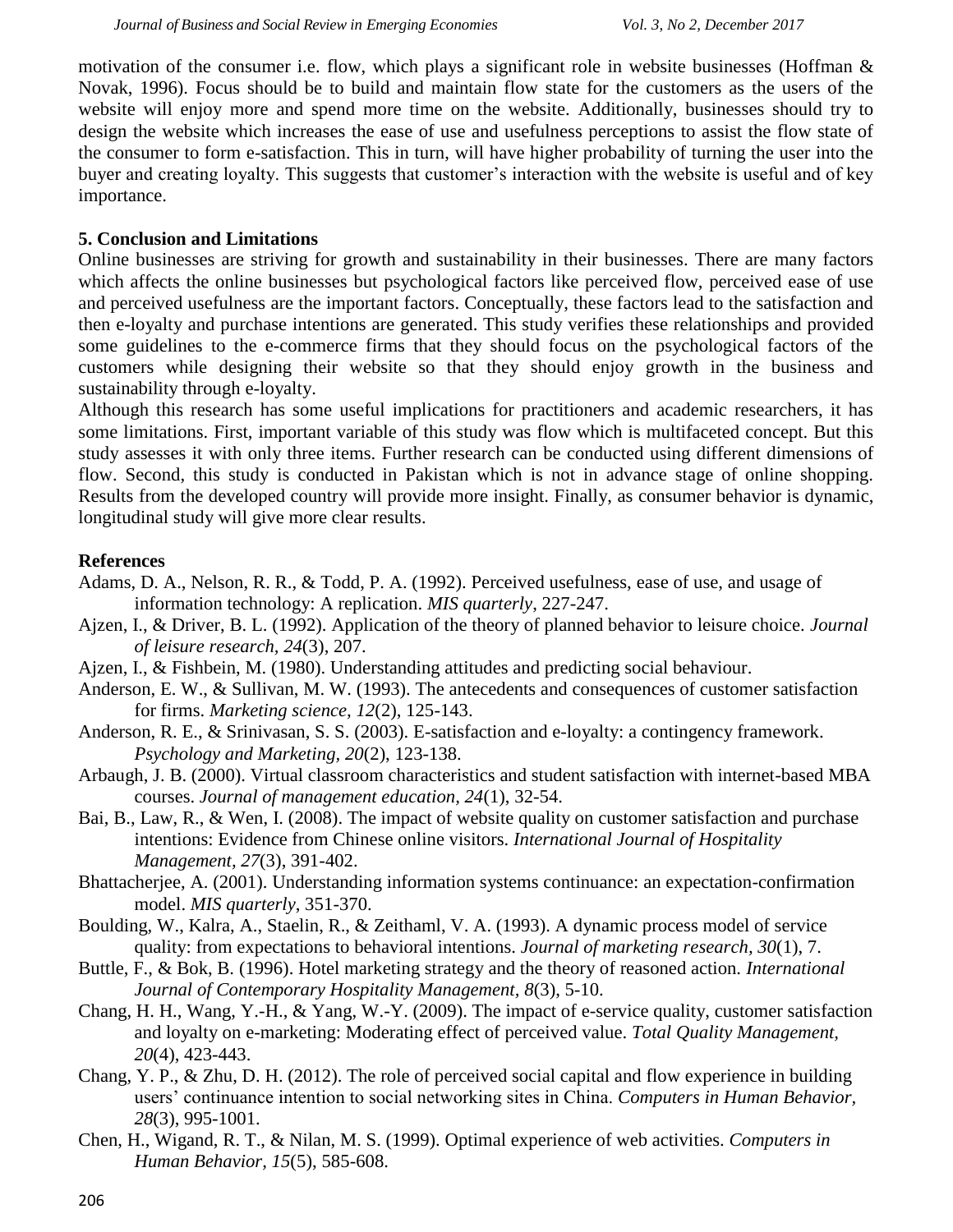motivation of the consumer i.e. flow, which plays a significant role in website businesses (Hoffman & Novak, 1996). Focus should be to build and maintain flow state for the customers as the users of the website will enjoy more and spend more time on the website. Additionally, businesses should try to design the website which increases the ease of use and usefulness perceptions to assist the flow state of the consumer to form e-satisfaction. This in turn, will have higher probability of turning the user into the buyer and creating loyalty. This suggests that customer's interaction with the website is useful and of key importance.

## 5. Conclusion and Limitations

Online businesses are striving for growth and sustainability in their businesses. There are many factors which affects the online businesses but psychological factors like perceived flow, perceived ease of use and perceived usefulness are the important factors. Conceptually, these factors lead to the satisfaction and then e-loyalty and purchase intentions are generated. This study verifies these relationships and provided some guidelines to the e-commerce firms that they should focus on the psychological factors of the customers while designing their website so that they should enjoy growth in the business and sustainability through e-loyalty.

Although this research has some useful implications for practitioners and academic researchers, it has some limitations. First, important variable of this study was flow which is multifaceted concept. But this study assesses it with only three items. Further research can be conducted using different dimensions of flow. Second, this study is conducted in Pakistan which is not in advance stage of online shopping. Results from the developed country will provide more insight. Finally, as consumer behavior is dynamic, longitudinal study will give more clear results.

## References

Adams, D. A., Nelson, R. R., & Todd, P. A. (1992). Perceived usefulness, ease of use, and usage of information technology: A replication. *MIS quarterly*, 227-247.

Ajzen, I., & Driver, B. L. (1992). Application of the theory of planned behavior to leisure choice. *Journal of leisure research, 24*(3), 207.

Ajzen, I., & Fishbein, M. (1980). Understanding attitudes and predicting social behaviour.

Anderson, E. W., & Sullivan, M. W. (1993). The antecedents and consequences of customer satisfaction for firms. *Marketing science, 12*(2), 125-143.

Anderson, R. E., & Srinivasan, S. S. (2003). E-satisfaction and e-loyalty: a contingency framework. *Psychology and Marketing, 20*(2), 123-138.

Arbaugh, J. B. (2000). Virtual classroom characteristics and student satisfaction with internet-based MBA courses. *Journal of management education, 24*(1), 32-54.

Bai, B., Law, R., & Wen, I. (2008). The impact of website quality on customer satisfaction and purchase intentions: Evidence from Chinese online visitors. *International Journal of Hospitality Management, 27*(3), 391-402.

Bhattacherjee, A. (2001). Understanding information systems continuance: an expectation-confirmation model. *MIS quarterly*, 351-370.

Boulding, W., Kalra, A., Staelin, R., & Zeithaml, V. A. (1993). A dynamic process model of service quality: from expectations to behavioral intentions. *Journal of marketing research, 30*(1), 7.

Buttle, F., & Bok, B. (1996). Hotel marketing strategy and the theory of reasoned action. *International Journal of Contemporary Hospitality Management, 8*(3), 5-10.

Chang, H. H., Wang, Y.-H., & Yang, W.-Y. (2009). The impact of e-service quality, customer satisfaction and loyalty on e-marketing: Moderating effect of perceived value. *Total Quality Management, 20*(4), 423-443.

Chang, Y. P., & Zhu, D. H. (2012). The role of perceived social capital and flow experience in building users' continuance intention to social networking sites in China. *Computers in Human Behavior, 28*(3), 995-1001.

Chen, H., Wigand, R. T., & Nilan, M. S. (1999). Optimal experience of web activities. *Computers in Human Behavior, 15*(5), 585-608.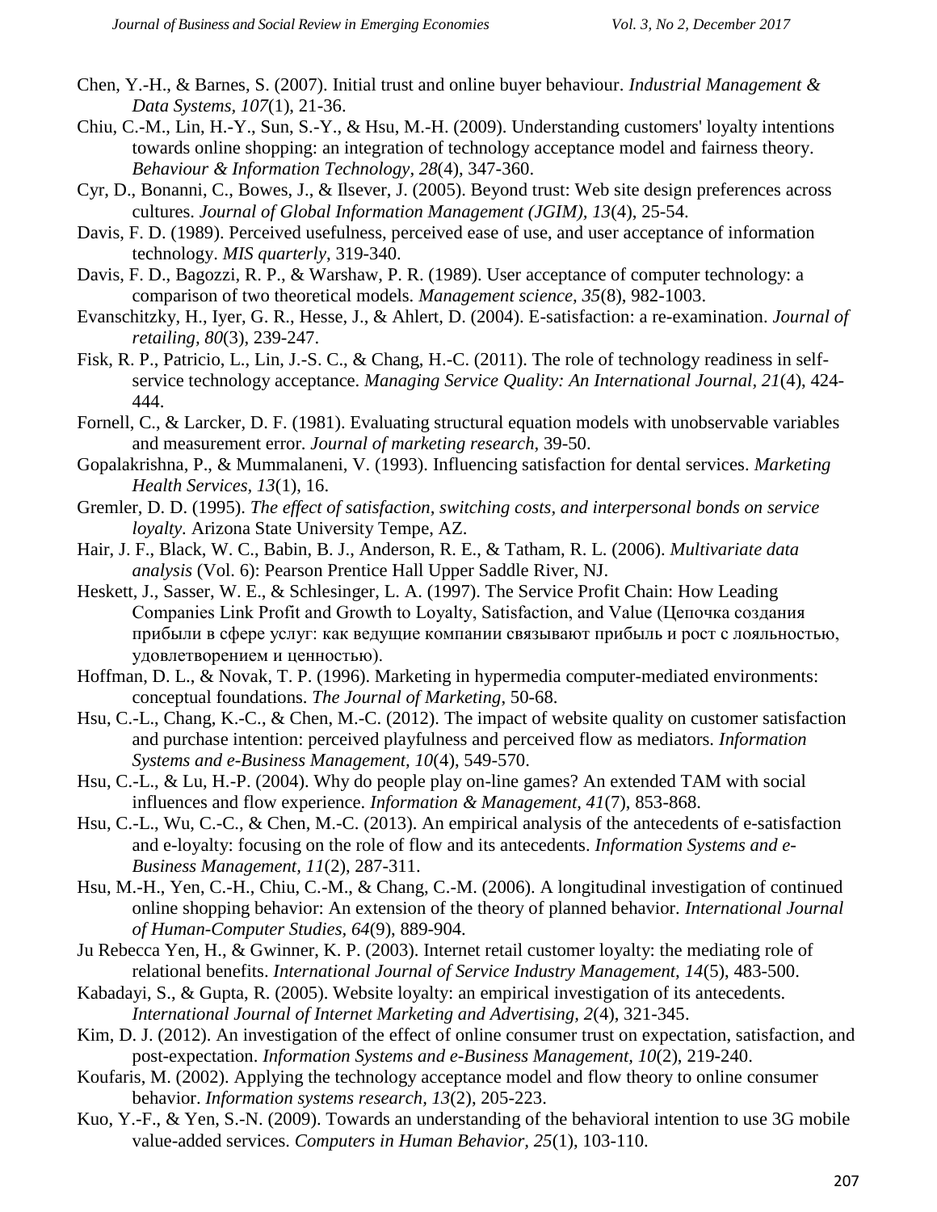Chen, Y.-H., & Barnes, S. (2007). Initial trust and online buyer behaviour. *Industrial Management & Data Systems, 107*(1), 21-36.

Chiu, C.-M., Lin, H.-Y., Sun, S.-Y., & Hsu, M.-H. (2009). Understanding customers' loyalty intentions towards online shopping: an integration of technology acceptance model and fairness theory. *Behaviour & Information Technology, 28*(4), 347-360.

Cyr, D., Bonanni, C., Bowes, J., & Ilsever, J. (2005). Beyond trust: Web site design preferences across cultures. *Journal of Global Information Management (JGIM), 13*(4), 25-54.

Davis, F. D. (1989). Perceived usefulness, perceived ease of use, and user acceptance of information technology. *MIS quarterly*, 319-340.

Davis, F. D., Bagozzi, R. P., & Warshaw, P. R. (1989). User acceptance of computer technology: a comparison of two theoretical models. *Management science, 35*(8), 982-1003.

Evanschitzky, H., Iyer, G. R., Hesse, J., & Ahlert, D. (2004). E-satisfaction: a re-examination. *Journal of retailing, 80*(3), 239-247.

Fisk, R. P., Patricio, L., Lin, J.-S. C., & Chang, H.-C. (2011). The role of technology readiness in self-service technology acceptance. *Managing Service Quality: An International Journal, 21*(4), 424-444.

Fornell, C., & Larcker, D. F. (1981). Evaluating structural equation models with unobservable variables and measurement error. *Journal of marketing research*, 39-50.

Gopalakrishna, P., & Mummalaneni, V. (1993). Influencing satisfaction for dental services. *Marketing Health Services, 13*(1), 16.

Gremler, D. D. (1995). *The effect of satisfaction, switching costs, and interpersonal bonds on service loyalty.* Arizona State University Tempe, AZ.

Hair, J. F., Black, W. C., Babin, B. J., Anderson, R. E., & Tatham, R. L. (2006). *Multivariate data analysis* (Vol. 6): Pearson Prentice Hall Upper Saddle River, NJ.

Heskett, J., Sasser, W. E., & Schlesinger, L. A. (1997). The Service Profit Chain: How Leading Companies Link Profit and Growth to Loyalty, Satisfaction, and Value (Цепочка создания прибыли в сфере услуг: как ведущие компании связывают прибыль и рост с лояльностью, удовлетворением и ценностью).

Hoffman, D. L., & Novak, T. P. (1996). Marketing in hypermedia computer-mediated environments: conceptual foundations. *The Journal of Marketing*, 50-68.

Hsu, C.-L., Chang, K.-C., & Chen, M.-C. (2012). The impact of website quality on customer satisfaction and purchase intention: perceived playfulness and perceived flow as mediators. *Information Systems and e-Business Management, 10*(4), 549-570.

Hsu, C.-L., & Lu, H.-P. (2004). Why do people play on-line games? An extended TAM with social influences and flow experience. *Information & Management, 41*(7), 853-868.

Hsu, C.-L., Wu, C.-C., & Chen, M.-C. (2013). An empirical analysis of the antecedents of e-satisfaction and e-loyalty: focusing on the role of flow and its antecedents. *Information Systems and e-Business Management, 11*(2), 287-311.

Hsu, M.-H., Yen, C.-H., Chiu, C.-M., & Chang, C.-M. (2006). A longitudinal investigation of continued online shopping behavior: An extension of the theory of planned behavior. *International Journal of Human-Computer Studies, 64*(9), 889-904.

Ju Rebecca Yen, H., & Gwinner, K. P. (2003). Internet retail customer loyalty: the mediating role of relational benefits. *International Journal of Service Industry Management, 14*(5), 483-500.

Kabadayi, S., & Gupta, R. (2005). Website loyalty: an empirical investigation of its antecedents. *International Journal of Internet Marketing and Advertising, 2*(4), 321-345.

Kim, D. J. (2012). An investigation of the effect of online consumer trust on expectation, satisfaction, and post-expectation. *Information Systems and e-Business Management, 10*(2), 219-240.

Koufaris, M. (2002). Applying the technology acceptance model and flow theory to online consumer behavior. *Information systems research, 13*(2), 205-223.

Kuo, Y.-F., & Yen, S.-N. (2009). Towards an understanding of the behavioral intention to use 3G mobile value-added services. *Computers in Human Behavior, 25*(1), 103-110.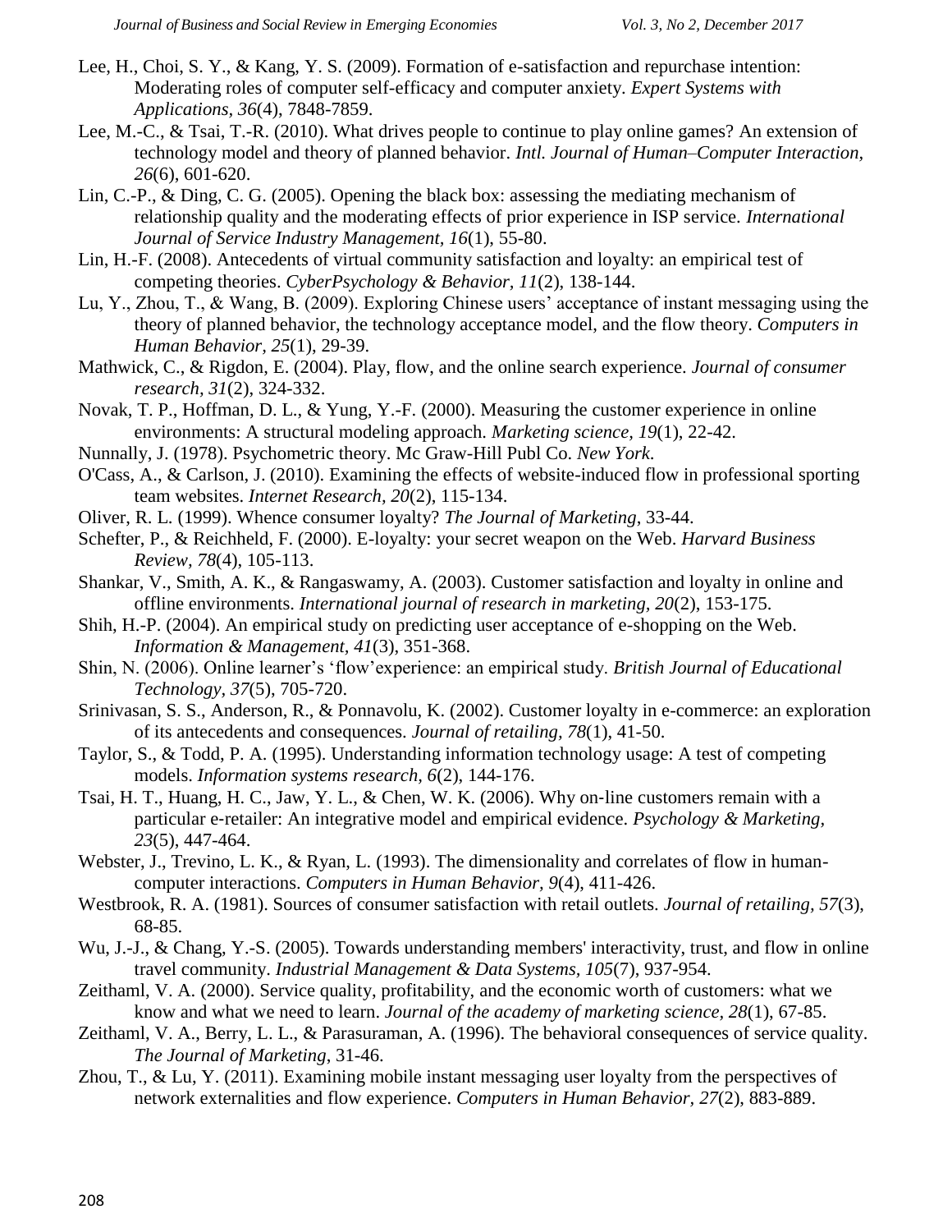Lee, H., Choi, S. Y., & Kang, Y. S. (2009). Formation of e-satisfaction and repurchase intention: Moderating roles of computer self-efficacy and computer anxiety. *Expert Systems with Applications, 36*(4), 7848-7859.

Lee, M.-C., & Tsai, T.-R. (2010). What drives people to continue to play online games? An extension of technology model and theory of planned behavior. *Intl. Journal of Human–Computer Interaction, 26*(6), 601-620.

Lin, C.-P., & Ding, C. G. (2005). Opening the black box: assessing the mediating mechanism of relationship quality and the moderating effects of prior experience in ISP service. *International Journal of Service Industry Management, 16*(1), 55-80.

Lin, H.-F. (2008). Antecedents of virtual community satisfaction and loyalty: an empirical test of competing theories. *CyberPsychology & Behavior, 11*(2), 138-144.

Lu, Y., Zhou, T., & Wang, B. (2009). Exploring Chinese users' acceptance of instant messaging using the theory of planned behavior, the technology acceptance model, and the flow theory. *Computers in Human Behavior, 25*(1), 29-39.

Mathwick, C., & Rigdon, E. (2004). Play, flow, and the online search experience. *Journal of consumer research, 31*(2), 324-332.

Novak, T. P., Hoffman, D. L., & Yung, Y.-F. (2000). Measuring the customer experience in online environments: A structural modeling approach. *Marketing science, 19*(1), 22-42.

Nunnally, J. (1978). Psychometric theory. Mc Graw-Hill Publ Co. *New York*.

O'Cass, A., & Carlson, J. (2010). Examining the effects of website-induced flow in professional sporting team websites. *Internet Research, 20*(2), 115-134.

Oliver, R. L. (1999). Whence consumer loyalty? *The Journal of Marketing*, 33-44.

Schefter, P., & Reichheld, F. (2000). E-loyalty: your secret weapon on the Web. *Harvard Business Review, 78*(4), 105-113.

Shankar, V., Smith, A. K., & Rangaswamy, A. (2003). Customer satisfaction and loyalty in online and offline environments. *International journal of research in marketing, 20*(2), 153-175.

Shih, H.-P. (2004). An empirical study on predicting user acceptance of e-shopping on the Web. *Information & Management, 41*(3), 351-368.

Shin, N. (2006). Online learner's 'flow'experience: an empirical study. *British Journal of Educational Technology, 37*(5), 705-720.

Srinivasan, S. S., Anderson, R., & Ponnavolu, K. (2002). Customer loyalty in e-commerce: an exploration of its antecedents and consequences. *Journal of retailing, 78*(1), 41-50.

Taylor, S., & Todd, P. A. (1995). Understanding information technology usage: A test of competing models. *Information systems research, 6*(2), 144-176.

Tsai, H. T., Huang, H. C., Jaw, Y. L., & Chen, W. K. (2006). Why on-line customers remain with a particular e-retailer: An integrative model and empirical evidence. *Psychology & Marketing, 23*(5), 447-464.

Webster, J., Trevino, L. K., & Ryan, L. (1993). The dimensionality and correlates of flow in human-computer interactions. *Computers in Human Behavior, 9*(4), 411-426.

Westbrook, R. A. (1981). Sources of consumer satisfaction with retail outlets. *Journal of retailing, 57*(3), 68-85.

Wu, J.-J., & Chang, Y.-S. (2005). Towards understanding members' interactivity, trust, and flow in online travel community. *Industrial Management & Data Systems, 105*(7), 937-954.

Zeithaml, V. A. (2000). Service quality, profitability, and the economic worth of customers: what we know and what we need to learn. *Journal of the academy of marketing science, 28*(1), 67-85.

Zeithaml, V. A., Berry, L. L., & Parasuraman, A. (1996). The behavioral consequences of service quality. *The Journal of Marketing*, 31-46.

Zhou, T., & Lu, Y. (2011). Examining mobile instant messaging user loyalty from the perspectives of network externalities and flow experience. *Computers in Human Behavior, 27*(2), 883-889.